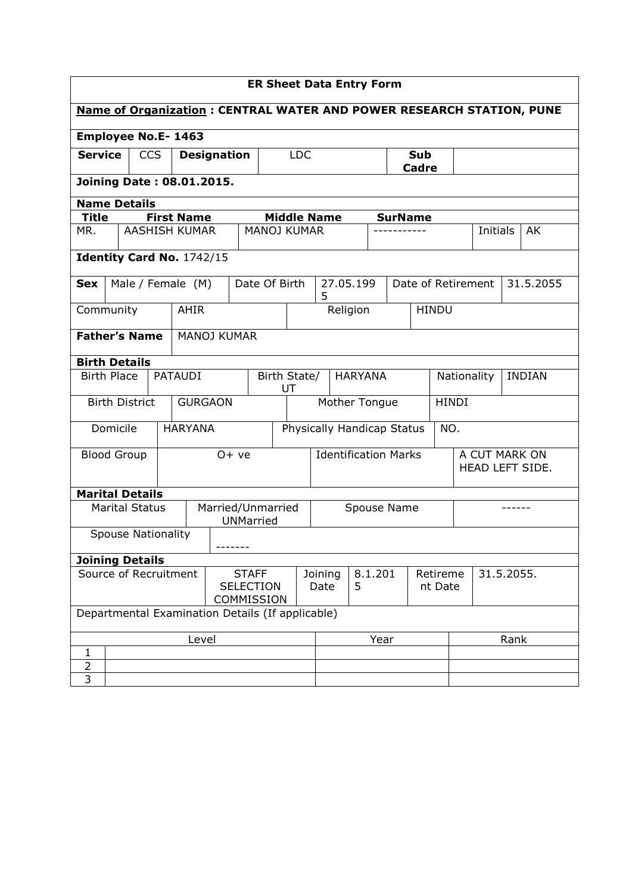**ER Sheet Data Entry Form**

**Name of Organization : CENTRAL WATER AND POWER RESEARCH STATION, PUNE**

**Employee No.E- 1463**

| **Service** | CCS | **Designation** | LDC | **Sub Cadre** | |
|---|---|---|---|---|---|

**Joining Date : 08.01.2015.**

**Name Details**

| **Title** | **First Name** | **Middle Name** | **SurName** | | |
|---|---|---|---|---|---|
| MR. | AASHISH KUMAR | MANOJ KUMAR | ----------- | Initials | AK |

**Identity Card No.** 1742/15

| **Sex** | Male / Female (M) | Date Of Birth | 27.05.1995 | Date of Retirement | 31.5.2055 |
|---|---|---|---|---|---|
| Community | AHIR | Religion | HINDU | | |

| **Father's Name** | MANOJ KUMAR |
|---|---|

**Birth Details**

| Birth Place | PATAUDI | Birth State/ UT | HARYANA | Nationality | INDIAN |
|---|---|---|---|---|---|
| Birth District | GURGAON | Mother Tongue | HINDI | | |
| Domicile | HARYANA | Physically Handicap Status | NO. | | |
| Blood Group | O+ ve | Identification Marks | A CUT MARK ON HEAD LEFT SIDE. | | |

**Marital Details**

| Marital Status | Married/Unmarried UNMarried | Spouse Name | ------ |
|---|---|---|---|
| Spouse Nationality | ------- | | |

**Joining Details**

| Source of Recruitment | STAFF SELECTION COMMISSION | Joining Date | 8.1.2015 | Retirement Date | 31.5.2055. |
|---|---|---|---|---|---|

Departmental Examination Details (If applicable)

| | Level | Year | Rank |
|---|---|---|---|
| 1 | | | |
| 2 | | | |
| 3 | | | |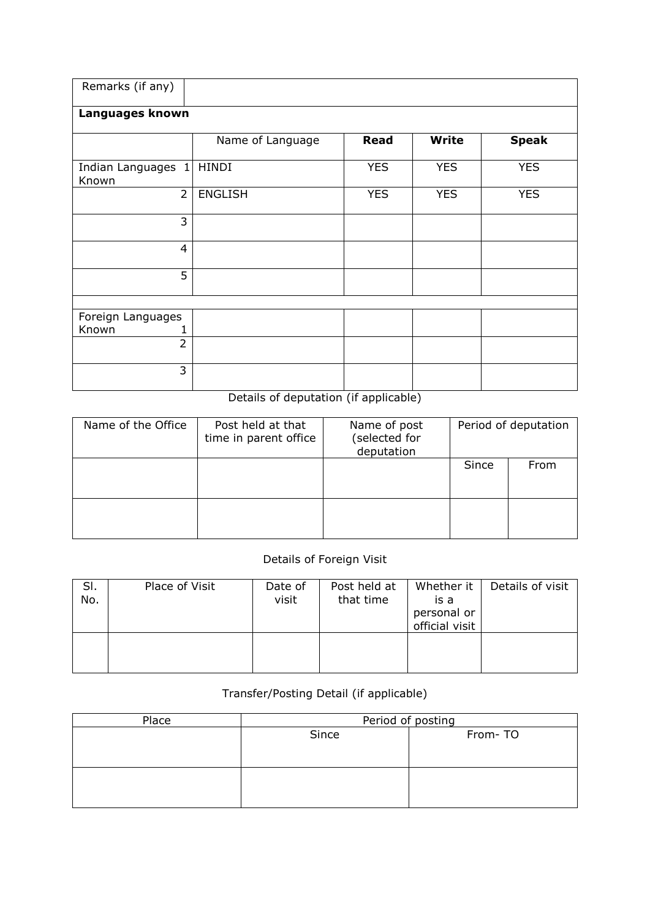| Remarks (if any) | | | | |
|---|---|---|---|---|
| **Languages known** | | | | |
| | Name of Language | **Read** | **Write** | **Speak** |
| Indian Languages Known 1 | HINDI | YES | YES | YES |
| 2 | ENGLISH | YES | YES | YES |
| 3 | | | | |
| 4 | | | | |
| 5 | | | | |
| | | | | |
| Foreign Languages Known 1 | | | | |
| 2 | | | | |
| 3 | | | | |

Details of deputation (if applicable)

| Name of the Office | Post held at that time in parent office | Name of post (selected for deputation | Period of deputation | |
|---|---|---|---|---|
| | | | Since | From |
| | | | | |
| | | | | |

Details of Foreign Visit

| Sl. No. | Place of Visit | Date of visit | Post held at that time | Whether it is a personal or official visit | Details of visit |
|---|---|---|---|---|---|
| | | | | | |

Transfer/Posting Detail (if applicable)

| Place | Period of posting | |
|---|---|---|
| | Since | From- TO |
| | | |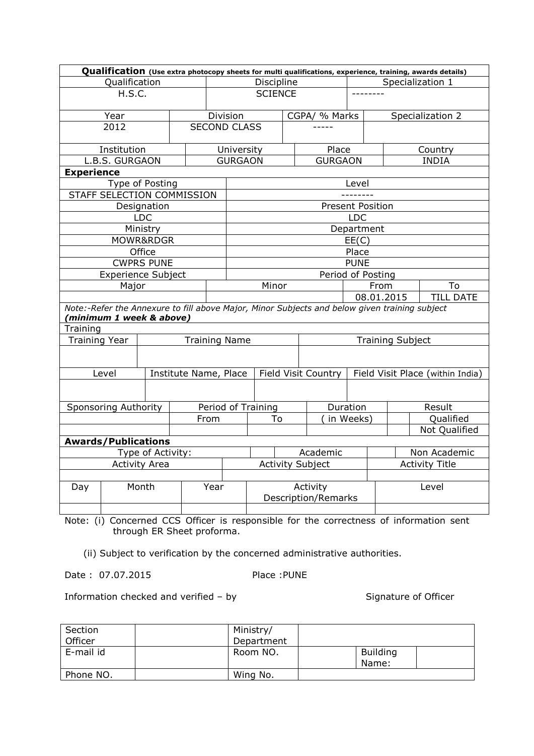| **Qualification** *(Use extra photocopy sheets for multi qualifications, experience, training, awards details)* | | |
|---|---|---|
| Qualification | Discipline | Specialization 1 |
| H.S.C. | SCIENCE | -------- |

| Year | Division | CGPA/ % Marks | Specialization 2 |
|---|---|---|---|
| 2012 | SECOND CLASS | ----- | |

| Institution | University | Place | Country |
|---|---|---|---|
| L.B.S. GURGAON | GURGAON | GURGAON | INDIA |

**Experience**

| Type of Posting | Level |
|---|---|
| STAFF SELECTION COMMISSION | -------- |
| Designation | Present Position |
| LDC | LDC |
| Ministry | Department |
| MOWR&RDGR | EE(C) |
| Office | Place |
| CWPRS PUNE | PUNE |

| Experience Subject | | Period of Posting | |
|---|---|---|---|
| Major | Minor | From | To |
| | | 08.01.2015 | TILL DATE |

Note:-Refer the Annexure to fill above Major, Minor Subjects and below given training subject ***(minimum 1 week & above)***

Training

| Training Year | Training Name | Training Subject |
|---|---|---|
| | | |

| Level | Institute Name, Place | Field Visit Country | Field Visit Place (within India) |
|---|---|---|---|
| | | | |

| Sponsoring Authority | Period of Training | | Duration | Result | |
|---|---|---|---|---|---|
| | From | To | ( in Weeks) | | Qualified |
| | | | | | Not Qualified |

**Awards/Publications**

| Type of Activity: | | Academic | | Non Academic |
|---|---|---|---|---|
| Activity Area | Activity Subject | | Activity Title | |
| | | | | |

| Day | Month | Year | Activity Description/Remarks | Level |
|---|---|---|---|---|
| | | | | |

Note: (i) Concerned CCS Officer is responsible for the correctness of information sent through ER Sheet proforma.

(ii) Subject to verification by the concerned administrative authorities.

Date : 07.07.2015 Place :PUNE

Information checked and verified – by Signature of Officer

| Section Officer | | Ministry/ Department | | | |
|---|---|---|---|---|---|
| E-mail id | | Room NO. | | Building Name: | |
| Phone NO. | | Wing No. | | | |